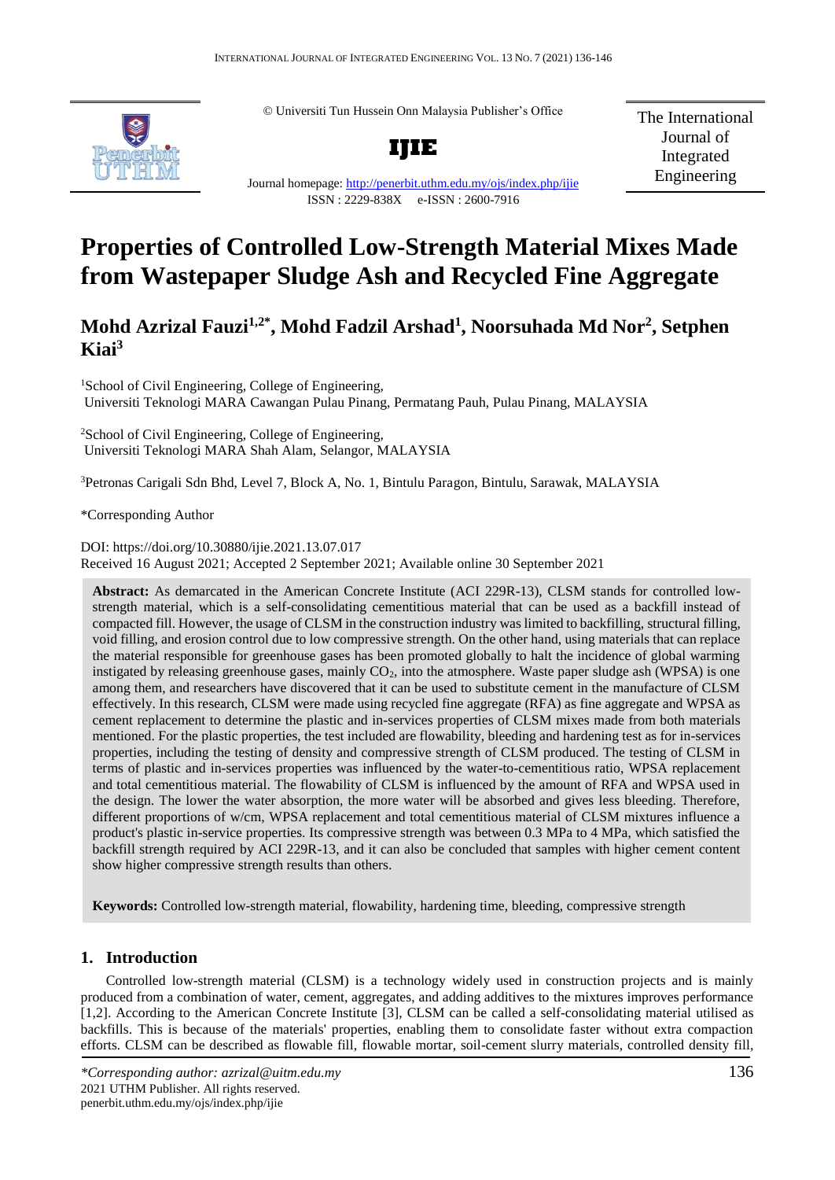© Universiti Tun Hussein Onn Malaysia Publisher's Office

**IJIE**

Journal homepage: http://penerbit.uthm.edu.my/ojs/index.php/ijie

ISSN : 2229-838X e-ISSN : 2600-7916

The International Journal of Integrated Engineering

# Properties of Controlled Low-Strength Material Mixes Made from Wastepaper Sludge Ash and Recycled Fine Aggregate

**Mohd Azrizal Fauzi[1,2*], Mohd Fadzil Arshad[1], Noorsuhada Md Nor[2], Setphen Kiai[3]**

[1]School of Civil Engineering, College of Engineering, Universiti Teknologi MARA Cawangan Pulau Pinang, Permatang Pauh, Pulau Pinang, MALAYSIA

[2]School of Civil Engineering, College of Engineering, Universiti Teknologi MARA Shah Alam, Selangor, MALAYSIA

[3]Petronas Carigali Sdn Bhd, Level 7, Block A, No. 1, Bintulu Paragon, Bintulu, Sarawak, MALAYSIA

*Corresponding Author

DOI: https://doi.org/10.30880/ijie.2021.13.07.017

Received 16 August 2021; Accepted 2 September 2021; Available online 30 September 2021

**Abstract:** As demarcated in the American Concrete Institute (ACI 229R-13), CLSM stands for controlled low-strength material, which is a self-consolidating cementitious material that can be used as a backfill instead of compacted fill. However, the usage of CLSM in the construction industry was limited to backfilling, structural filling, void filling, and erosion control due to low compressive strength. On the other hand, using materials that can replace the material responsible for greenhouse gases has been promoted globally to halt the incidence of global warming instigated by releasing greenhouse gases, mainly $CO_2$, into the atmosphere. Waste paper sludge ash (WPSA) is one among them, and researchers have discovered that it can be used to substitute cement in the manufacture of CLSM effectively. In this research, CLSM were made using recycled fine aggregate (RFA) as fine aggregate and WPSA as cement replacement to determine the plastic and in-services properties of CLSM mixes made from both materials mentioned. For the plastic properties, the test included are flowability, bleeding and hardening test as for in-services properties, including the testing of density and compressive strength of CLSM produced. The testing of CLSM in terms of plastic and in-services properties was influenced by the water-to-cementitious ratio, WPSA replacement and total cementitious material. The flowability of CLSM is influenced by the amount of RFA and WPSA used in the design. The lower the water absorption, the more water will be absorbed and gives less bleeding. Therefore, different proportions of w/cm, WPSA replacement and total cementitious material of CLSM mixtures influence a product's plastic in-service properties. Its compressive strength was between 0.3 MPa to 4 MPa, which satisfied the backfill strength required by ACI 229R-13, and it can also be concluded that samples with higher cement content show higher compressive strength results than others.

**Keywords:** Controlled low-strength material, flowability, hardening time, bleeding, compressive strength

## 1. Introduction

Controlled low-strength material (CLSM) is a technology widely used in construction projects and is mainly produced from a combination of water, cement, aggregates, and adding additives to the mixtures improves performance [1,2]. According to the American Concrete Institute [3], CLSM can be called a self-consolidating material utilised as backfills. This is because of the materials' properties, enabling them to consolidate faster without extra compaction efforts. CLSM can be described as flowable fill, flowable mortar, soil-cement slurry materials, controlled density fill,

*\*Corresponding author: azrizal@uitm.edu.my*
2021 UTHM Publisher. All rights reserved.
penerbit.uthm.edu.my/ojs/index.php/ijie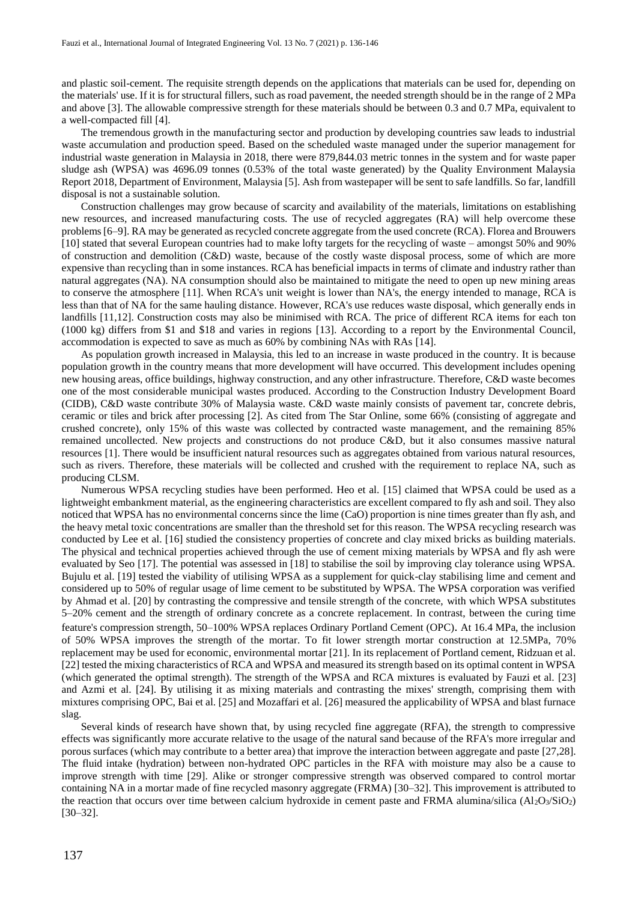and plastic soil-cement. The requisite strength depends on the applications that materials can be used for, depending on the materials' use. If it is for structural fillers, such as road pavement, the needed strength should be in the range of 2 MPa and above [3]. The allowable compressive strength for these materials should be between 0.3 and 0.7 MPa, equivalent to a well-compacted fill [4].

The tremendous growth in the manufacturing sector and production by developing countries saw leads to industrial waste accumulation and production speed. Based on the scheduled waste managed under the superior management for industrial waste generation in Malaysia in 2018, there were 879,844.03 metric tonnes in the system and for waste paper sludge ash (WPSA) was 4696.09 tonnes (0.53% of the total waste generated) by the Quality Environment Malaysia Report 2018, Department of Environment, Malaysia [5]. Ash from wastepaper will be sent to safe landfills. So far, landfill disposal is not a sustainable solution.

Construction challenges may grow because of scarcity and availability of the materials, limitations on establishing new resources, and increased manufacturing costs. The use of recycled aggregates (RA) will help overcome these problems [6–9]. RA may be generated as recycled concrete aggregate from the used concrete (RCA). Florea and Brouwers [10] stated that several European countries had to make lofty targets for the recycling of waste – amongst 50% and 90% of construction and demolition (C&D) waste, because of the costly waste disposal process, some of which are more expensive than recycling than in some instances. RCA has beneficial impacts in terms of climate and industry rather than natural aggregates (NA). NA consumption should also be maintained to mitigate the need to open up new mining areas to conserve the atmosphere [11]. When RCA's unit weight is lower than NA's, the energy intended to manage, RCA is less than that of NA for the same hauling distance. However, RCA's use reduces waste disposal, which generally ends in landfills [11,12]. Construction costs may also be minimised with RCA. The price of different RCA items for each ton (1000 kg) differs from $1 and $18 and varies in regions [13]. According to a report by the Environmental Council, accommodation is expected to save as much as 60% by combining NAs with RAs [14].

As population growth increased in Malaysia, this led to an increase in waste produced in the country. It is because population growth in the country means that more development will have occurred. This development includes opening new housing areas, office buildings, highway construction, and any other infrastructure. Therefore, C&D waste becomes one of the most considerable municipal wastes produced. According to the Construction Industry Development Board (CIDB), C&D waste contribute 30% of Malaysia waste. C&D waste mainly consists of pavement tar, concrete debris, ceramic or tiles and brick after processing [2]. As cited from The Star Online, some 66% (consisting of aggregate and crushed concrete), only 15% of this waste was collected by contracted waste management, and the remaining 85% remained uncollected. New projects and constructions do not produce C&D, but it also consumes massive natural resources [1]. There would be insufficient natural resources such as aggregates obtained from various natural resources, such as rivers. Therefore, these materials will be collected and crushed with the requirement to replace NA, such as producing CLSM.

Numerous WPSA recycling studies have been performed. Heo et al. [15] claimed that WPSA could be used as a lightweight embankment material, as the engineering characteristics are excellent compared to fly ash and soil. They also noticed that WPSA has no environmental concerns since the lime (CaO) proportion is nine times greater than fly ash, and the heavy metal toxic concentrations are smaller than the threshold set for this reason. The WPSA recycling research was conducted by Lee et al. [16] studied the consistency properties of concrete and clay mixed bricks as building materials. The physical and technical properties achieved through the use of cement mixing materials by WPSA and fly ash were evaluated by Seo [17]. The potential was assessed in [18] to stabilise the soil by improving clay tolerance using WPSA. Bujulu et al. [19] tested the viability of utilising WPSA as a supplement for quick-clay stabilising lime and cement and considered up to 50% of regular usage of lime cement to be substituted by WPSA. The WPSA corporation was verified by Ahmad et al. [20] by contrasting the compressive and tensile strength of the concrete, with which WPSA substitutes 5–20% cement and the strength of ordinary concrete as a concrete replacement. In contrast, between the curing time feature's compression strength, 50–100% WPSA replaces Ordinary Portland Cement (OPC). At 16.4 MPa, the inclusion of 50% WPSA improves the strength of the mortar. To fit lower strength mortar construction at 12.5MPa, 70% replacement may be used for economic, environmental mortar [21]. In its replacement of Portland cement, Ridzuan et al. [22] tested the mixing characteristics of RCA and WPSA and measured its strength based on its optimal content in WPSA (which generated the optimal strength). The strength of the WPSA and RCA mixtures is evaluated by Fauzi et al. [23] and Azmi et al. [24]. By utilising it as mixing materials and contrasting the mixes' strength, comprising them with mixtures comprising OPC, Bai et al. [25] and Mozaffari et al. [26] measured the applicability of WPSA and blast furnace slag.

Several kinds of research have shown that, by using recycled fine aggregate (RFA), the strength to compressive effects was significantly more accurate relative to the usage of the natural sand because of the RFA's more irregular and porous surfaces (which may contribute to a better area) that improve the interaction between aggregate and paste [27,28]. The fluid intake (hydration) between non-hydrated OPC particles in the RFA with moisture may also be a cause to improve strength with time [29]. Alike or stronger compressive strength was observed compared to control mortar containing NA in a mortar made of fine recycled masonry aggregate (FRMA) [30–32]. This improvement is attributed to the reaction that occurs over time between calcium hydroxide in cement paste and FRMA alumina/silica ($Al_2O_3$/$SiO_2$) [30–32].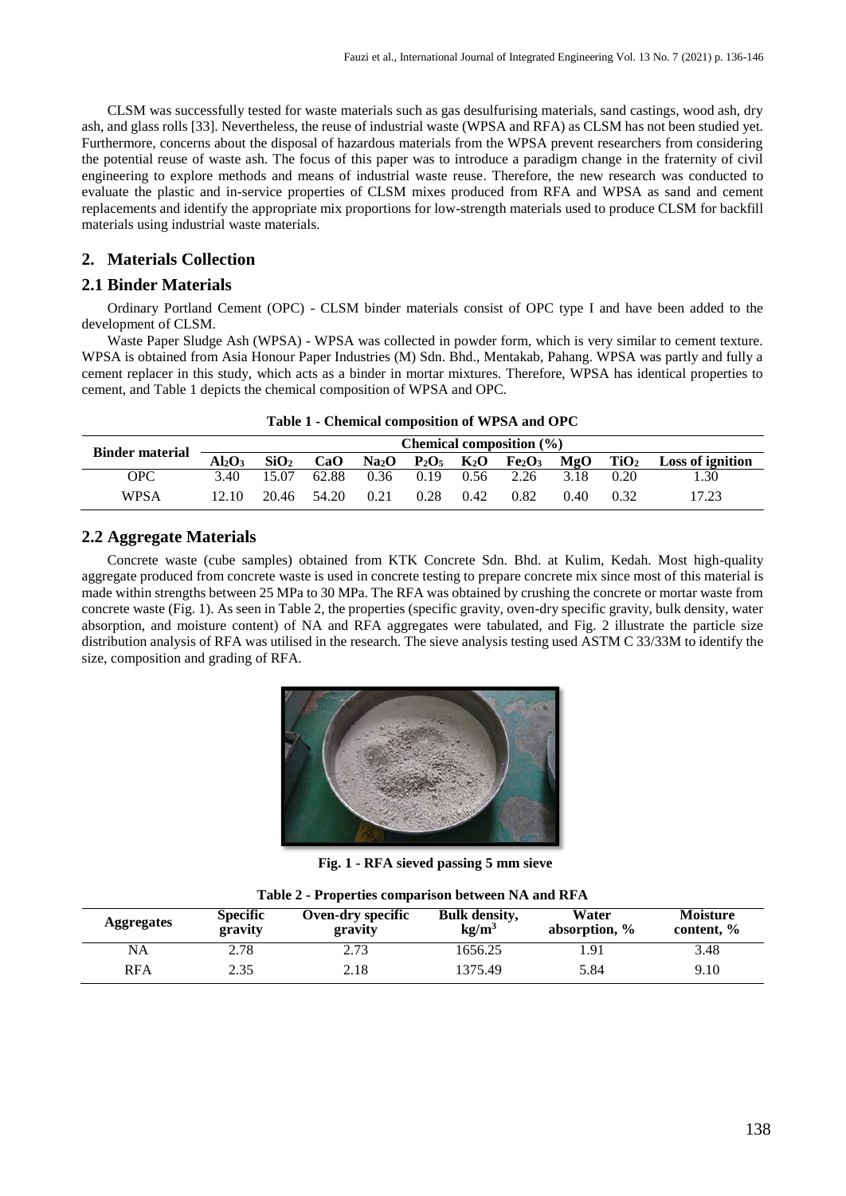CLSM was successfully tested for waste materials such as gas desulfurising materials, sand castings, wood ash, dry ash, and glass rolls [33]. Nevertheless, the reuse of industrial waste (WPSA and RFA) as CLSM has not been studied yet. Furthermore, concerns about the disposal of hazardous materials from the WPSA prevent researchers from considering the potential reuse of waste ash. The focus of this paper was to introduce a paradigm change in the fraternity of civil engineering to explore methods and means of industrial waste reuse. Therefore, the new research was conducted to evaluate the plastic and in-service properties of CLSM mixes produced from RFA and WPSA as sand and cement replacements and identify the appropriate mix proportions for low-strength materials used to produce CLSM for backfill materials using industrial waste materials.

## 2. Materials Collection

### 2.1 Binder Materials

Ordinary Portland Cement (OPC) - CLSM binder materials consist of OPC type I and have been added to the development of CLSM.

Waste Paper Sludge Ash (WPSA) - WPSA was collected in powder form, which is very similar to cement texture. WPSA is obtained from Asia Honour Paper Industries (M) Sdn. Bhd., Mentakab, Pahang. WPSA was partly and fully a cement replacer in this study, which acts as a binder in mortar mixtures. Therefore, WPSA has identical properties to cement, and Table 1 depicts the chemical composition of WPSA and OPC.

**Table 1 - Chemical composition of WPSA and OPC**

| Binder material | Chemical composition (%) | | | | | | | | | |
|---|---|---|---|---|---|---|---|---|---|---|
| | $Al_2O_3$ | $SiO_2$ | CaO | $Na_2O$ | $P_2O_5$ | $K_2O$ | $Fe_2O_3$ | MgO | $TiO_2$ | Loss of ignition |
| OPC | 3.40 | 15.07 | 62.88 | 0.36 | 0.19 | 0.56 | 2.26 | 3.18 | 0.20 | 1.30 |
| WPSA | 12.10 | 20.46 | 54.20 | 0.21 | 0.28 | 0.42 | 0.82 | 0.40 | 0.32 | 17.23 |

### 2.2 Aggregate Materials

Concrete waste (cube samples) obtained from KTK Concrete Sdn. Bhd. at Kulim, Kedah. Most high-quality aggregate produced from concrete waste is used in concrete testing to prepare concrete mix since most of this material is made within strengths between 25 MPa to 30 MPa. The RFA was obtained by crushing the concrete or mortar waste from concrete waste (Fig. 1). As seen in Table 2, the properties (specific gravity, oven-dry specific gravity, bulk density, water absorption, and moisture content) of NA and RFA aggregates were tabulated, and Fig. 2 illustrate the particle size distribution analysis of RFA was utilised in the research. The sieve analysis testing used ASTM C 33/33M to identify the size, composition and grading of RFA.

**Fig. 1 - RFA sieved passing 5 mm sieve**

**Table 2 - Properties comparison between NA and RFA**

| Aggregates | Specific gravity | Oven-dry specific gravity | Bulk density, $kg/m^3$ | Water absorption, % | Moisture content, % |
|---|---|---|---|---|---|
| NA | 2.78 | 2.73 | 1656.25 | 1.91 | 3.48 |
| RFA | 2.35 | 2.18 | 1375.49 | 5.84 | 9.10 |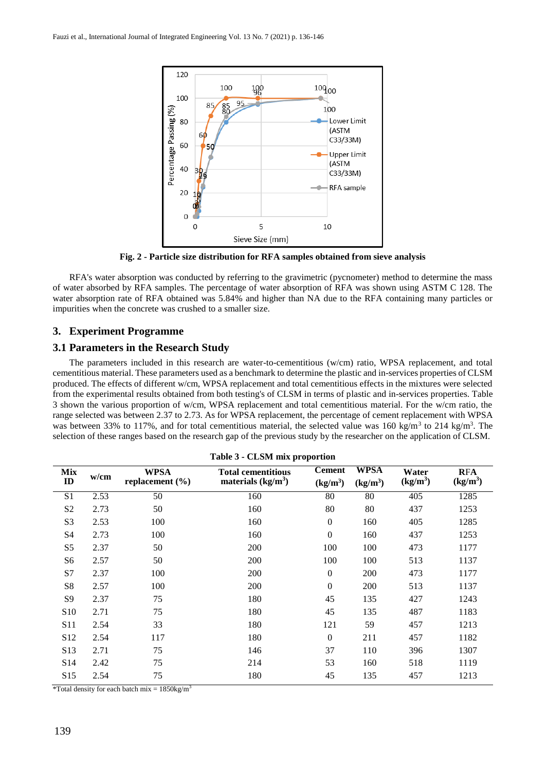Fig. 2 - Particle size distribution for RFA samples obtained from sieve analysis

RFA's water absorption was conducted by referring to the gravimetric (pycnometer) method to determine the mass of water absorbed by RFA samples. The percentage of water absorption of RFA was shown using ASTM C 128. The water absorption rate of RFA obtained was 5.84% and higher than NA due to the RFA containing many particles or impurities when the concrete was crushed to a smaller size.

## 3. Experiment Programme

### 3.1 Parameters in the Research Study

The parameters included in this research are water-to-cementitious (w/cm) ratio, WPSA replacement, and total cementitious material. These parameters used as a benchmark to determine the plastic and in-services properties of CLSM produced. The effects of different w/cm, WPSA replacement and total cementitious effects in the mixtures were selected from the experimental results obtained from both testing's of CLSM in terms of plastic and in-services properties. Table 3 shown the various proportion of w/cm, WPSA replacement and total cementitious material. For the w/cm ratio, the range selected was between 2.37 to 2.73. As for WPSA replacement, the percentage of cement replacement with WPSA was between 33% to 117%, and for total cementitious material, the selected value was 160 kg/m$^3$ to 214 kg/m$^3$. The selection of these ranges based on the research gap of the previous study by the researcher on the application of CLSM.

**Table 3 - CLSM mix proportion**

| Mix ID | w/cm | WPSA replacement (%) | Total cementitious materials (kg/m$^3$) | Cement (kg/m$^3$) | WPSA (kg/m$^3$) | Water (kg/m$^3$) | RFA (kg/m$^3$) |
|---|---|---|---|---|---|---|---|
| S1 | 2.53 | 50 | 160 | 80 | 80 | 405 | 1285 |
| S2 | 2.73 | 50 | 160 | 80 | 80 | 437 | 1253 |
| S3 | 2.53 | 100 | 160 | 0 | 160 | 405 | 1285 |
| S4 | 2.73 | 100 | 160 | 0 | 160 | 437 | 1253 |
| S5 | 2.37 | 50 | 200 | 100 | 100 | 473 | 1177 |
| S6 | 2.57 | 50 | 200 | 100 | 100 | 513 | 1137 |
| S7 | 2.37 | 100 | 200 | 0 | 200 | 473 | 1177 |
| S8 | 2.57 | 100 | 200 | 0 | 200 | 513 | 1137 |
| S9 | 2.37 | 75 | 180 | 45 | 135 | 427 | 1243 |
| S10 | 2.71 | 75 | 180 | 45 | 135 | 487 | 1183 |
| S11 | 2.54 | 33 | 180 | 121 | 59 | 457 | 1213 |
| S12 | 2.54 | 117 | 180 | 0 | 211 | 457 | 1182 |
| S13 | 2.71 | 75 | 146 | 37 | 110 | 396 | 1307 |
| S14 | 2.42 | 75 | 214 | 53 | 160 | 518 | 1119 |
| S15 | 2.54 | 75 | 180 | 45 | 135 | 457 | 1213 |

*Total density for each batch mix = 1850kg/m$^3$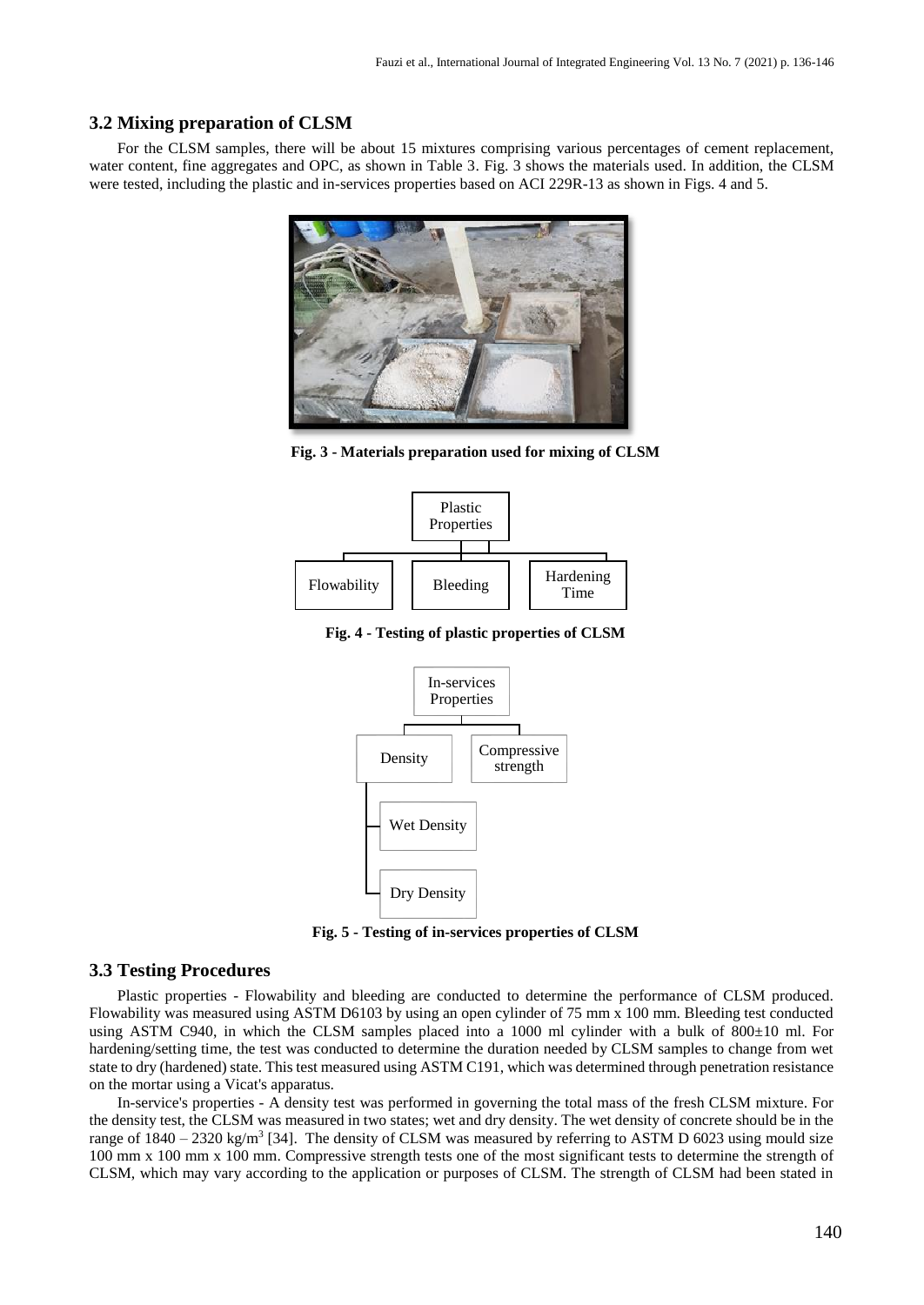### 3.2 Mixing preparation of CLSM

For the CLSM samples, there will be about 15 mixtures comprising various percentages of cement replacement, water content, fine aggregates and OPC, as shown in Table 3. Fig. 3 shows the materials used. In addition, the CLSM were tested, including the plastic and in-services properties based on ACI 229R-13 as shown in Figs. 4 and 5.

**Fig. 3 - Materials preparation used for mixing of CLSM**

Plastic Properties

Flowability | Bleeding | Hardening Time

**Fig. 4 - Testing of plastic properties of CLSM**

In-services Properties

Density | Compressive strength

Wet Density

Dry Density

**Fig. 5 - Testing of in-services properties of CLSM**

### 3.3 Testing Procedures

Plastic properties - Flowability and bleeding are conducted to determine the performance of CLSM produced. Flowability was measured using ASTM D6103 by using an open cylinder of 75 mm x 100 mm. Bleeding test conducted using ASTM C940, in which the CLSM samples placed into a 1000 ml cylinder with a bulk of 800±10 ml. For hardening/setting time, the test was conducted to determine the duration needed by CLSM samples to change from wet state to dry (hardened) state. This test measured using ASTM C191, which was determined through penetration resistance on the mortar using a Vicat's apparatus.

In-service's properties - A density test was performed in governing the total mass of the fresh CLSM mixture. For the density test, the CLSM was measured in two states; wet and dry density. The wet density of concrete should be in the range of 1840 – 2320 kg/m$^3$ [34]. The density of CLSM was measured by referring to ASTM D 6023 using mould size 100 mm x 100 mm x 100 mm. Compressive strength tests one of the most significant tests to determine the strength of CLSM, which may vary according to the application or purposes of CLSM. The strength of CLSM had been stated in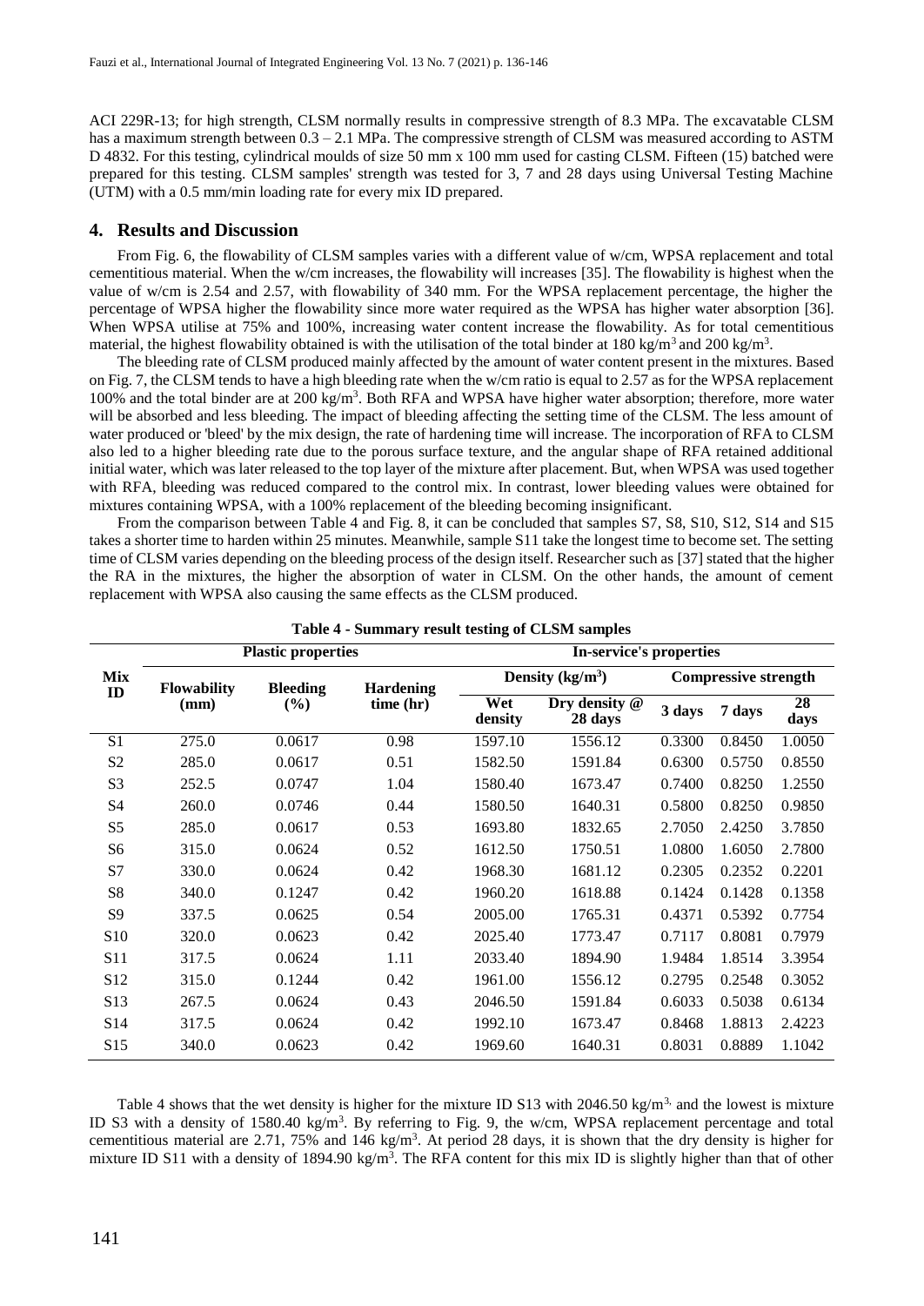ACI 229R-13; for high strength, CLSM normally results in compressive strength of 8.3 MPa. The excavatable CLSM has a maximum strength between 0.3 – 2.1 MPa. The compressive strength of CLSM was measured according to ASTM D 4832. For this testing, cylindrical moulds of size 50 mm x 100 mm used for casting CLSM. Fifteen (15) batched were prepared for this testing. CLSM samples' strength was tested for 3, 7 and 28 days using Universal Testing Machine (UTM) with a 0.5 mm/min loading rate for every mix ID prepared.

## 4. Results and Discussion

From Fig. 6, the flowability of CLSM samples varies with a different value of w/cm, WPSA replacement and total cementitious material. When the w/cm increases, the flowability will increases [35]. The flowability is highest when the value of w/cm is 2.54 and 2.57, with flowability of 340 mm. For the WPSA replacement percentage, the higher the percentage of WPSA higher the flowability since more water required as the WPSA has higher water absorption [36]. When WPSA utilise at 75% and 100%, increasing water content increase the flowability. As for total cementitious material, the highest flowability obtained is with the utilisation of the total binder at 180 kg/m$^3$ and 200 kg/m$^3$.

The bleeding rate of CLSM produced mainly affected by the amount of water content present in the mixtures. Based on Fig. 7, the CLSM tends to have a high bleeding rate when the w/cm ratio is equal to 2.57 as for the WPSA replacement 100% and the total binder are at 200 kg/m$^3$. Both RFA and WPSA have higher water absorption; therefore, more water will be absorbed and less bleeding. The impact of bleeding affecting the setting time of the CLSM. The less amount of water produced or 'bleed' by the mix design, the rate of hardening time will increase. The incorporation of RFA to CLSM also led to a higher bleeding rate due to the porous surface texture, and the angular shape of RFA retained additional initial water, which was later released to the top layer of the mixture after placement. But, when WPSA was used together with RFA, bleeding was reduced compared to the control mix. In contrast, lower bleeding values were obtained for mixtures containing WPSA, with a 100% replacement of the bleeding becoming insignificant.

From the comparison between Table 4 and Fig. 8, it can be concluded that samples S7, S8, S10, S12, S14 and S15 takes a shorter time to harden within 25 minutes. Meanwhile, sample S11 take the longest time to become set. The setting time of CLSM varies depending on the bleeding process of the design itself. Researcher such as [37] stated that the higher the RA in the mixtures, the higher the absorption of water in CLSM. On the other hands, the amount of cement replacement with WPSA also causing the same effects as the CLSM produced.

**Table 4 - Summary result testing of CLSM samples**

| Mix ID | Plastic properties | | | In-service's properties | | | | |
|---|---|---|---|---|---|---|---|---|
| | Flowability (mm) | Bleeding (%) | Hardening time (hr) | Density (kg/m$^3$) | | Compressive strength | | |
| | | | | Wet density | Dry density @ 28 days | 3 days | 7 days | 28 days |
| S1 | 275.0 | 0.0617 | 0.98 | 1597.10 | 1556.12 | 0.3300 | 0.8450 | 1.0050 |
| S2 | 285.0 | 0.0617 | 0.51 | 1582.50 | 1591.84 | 0.6300 | 0.5750 | 0.8550 |
| S3 | 252.5 | 0.0747 | 1.04 | 1580.40 | 1673.47 | 0.7400 | 0.8250 | 1.2550 |
| S4 | 260.0 | 0.0746 | 0.44 | 1580.50 | 1640.31 | 0.5800 | 0.8250 | 0.9850 |
| S5 | 285.0 | 0.0617 | 0.53 | 1693.80 | 1832.65 | 2.7050 | 2.4250 | 3.7850 |
| S6 | 315.0 | 0.0624 | 0.52 | 1612.50 | 1750.51 | 1.0800 | 1.6050 | 2.7800 |
| S7 | 330.0 | 0.0624 | 0.42 | 1968.30 | 1681.12 | 0.2305 | 0.2352 | 0.2201 |
| S8 | 340.0 | 0.1247 | 0.42 | 1960.20 | 1618.88 | 0.1424 | 0.1428 | 0.1358 |
| S9 | 337.5 | 0.0625 | 0.54 | 2005.00 | 1765.31 | 0.4371 | 0.5392 | 0.7754 |
| S10 | 320.0 | 0.0623 | 0.42 | 2025.40 | 1773.47 | 0.7117 | 0.8081 | 0.7979 |
| S11 | 317.5 | 0.0624 | 1.11 | 2033.40 | 1894.90 | 1.9484 | 1.8514 | 3.3954 |
| S12 | 315.0 | 0.1244 | 0.42 | 1961.00 | 1556.12 | 0.2795 | 0.2548 | 0.3052 |
| S13 | 267.5 | 0.0624 | 0.43 | 2046.50 | 1591.84 | 0.6033 | 0.5038 | 0.6134 |
| S14 | 317.5 | 0.0624 | 0.42 | 1992.10 | 1673.47 | 0.8468 | 1.8813 | 2.4223 |
| S15 | 340.0 | 0.0623 | 0.42 | 1969.60 | 1640.31 | 0.8031 | 0.8889 | 1.1042 |

Table 4 shows that the wet density is higher for the mixture ID S13 with 2046.50 kg/m$^3$, and the lowest is mixture ID S3 with a density of 1580.40 kg/m$^3$. By referring to Fig. 9, the w/cm, WPSA replacement percentage and total cementitious material are 2.71, 75% and 146 kg/m$^3$. At period 28 days, it is shown that the dry density is higher for mixture ID S11 with a density of 1894.90 kg/m$^3$. The RFA content for this mix ID is slightly higher than that of other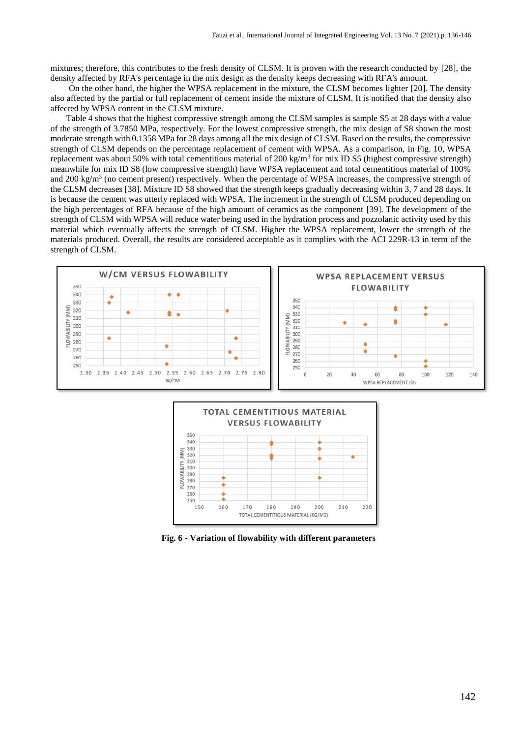mixtures; therefore, this contributes to the fresh density of CLSM. It is proven with the research conducted by [28], the density affected by RFA's percentage in the mix design as the density keeps decreasing with RFA's amount.

On the other hand, the higher the WPSA replacement in the mixture, the CLSM becomes lighter [20]. The density also affected by the partial or full replacement of cement inside the mixture of CLSM. It is notified that the density also affected by WPSA content in the CLSM mixture.

Table 4 shows that the highest compressive strength among the CLSM samples is sample S5 at 28 days with a value of the strength of 3.7850 MPa, respectively. For the lowest compressive strength, the mix design of S8 shown the most moderate strength with 0.1358 MPa for 28 days among all the mix design of CLSM. Based on the results, the compressive strength of CLSM depends on the percentage replacement of cement with WPSA. As a comparison, in Fig. 10, WPSA replacement was about 50% with total cementitious material of 200 kg/m$^3$ for mix ID S5 (highest compressive strength) meanwhile for mix ID S8 (low compressive strength) have WPSA replacement and total cementitious material of 100% and 200 kg/m$^3$ (no cement present) respectively. When the percentage of WPSA increases, the compressive strength of the CLSM decreases [38]. Mixture ID S8 showed that the strength keeps gradually decreasing within 3, 7 and 28 days. It is because the cement was utterly replaced with WPSA. The increment in the strength of CLSM produced depending on the high percentages of RFA because of the high amount of ceramics as the component [39]. The development of the strength of CLSM with WPSA will reduce water being used in the hydration process and pozzolanic activity used by this material which eventually affects the strength of CLSM. Higher the WPSA replacement, lower the strength of the materials produced. Overall, the results are considered acceptable as it complies with the ACI 229R-13 in term of the strength of CLSM.

**Fig. 6 - Variation of flowability with different parameters**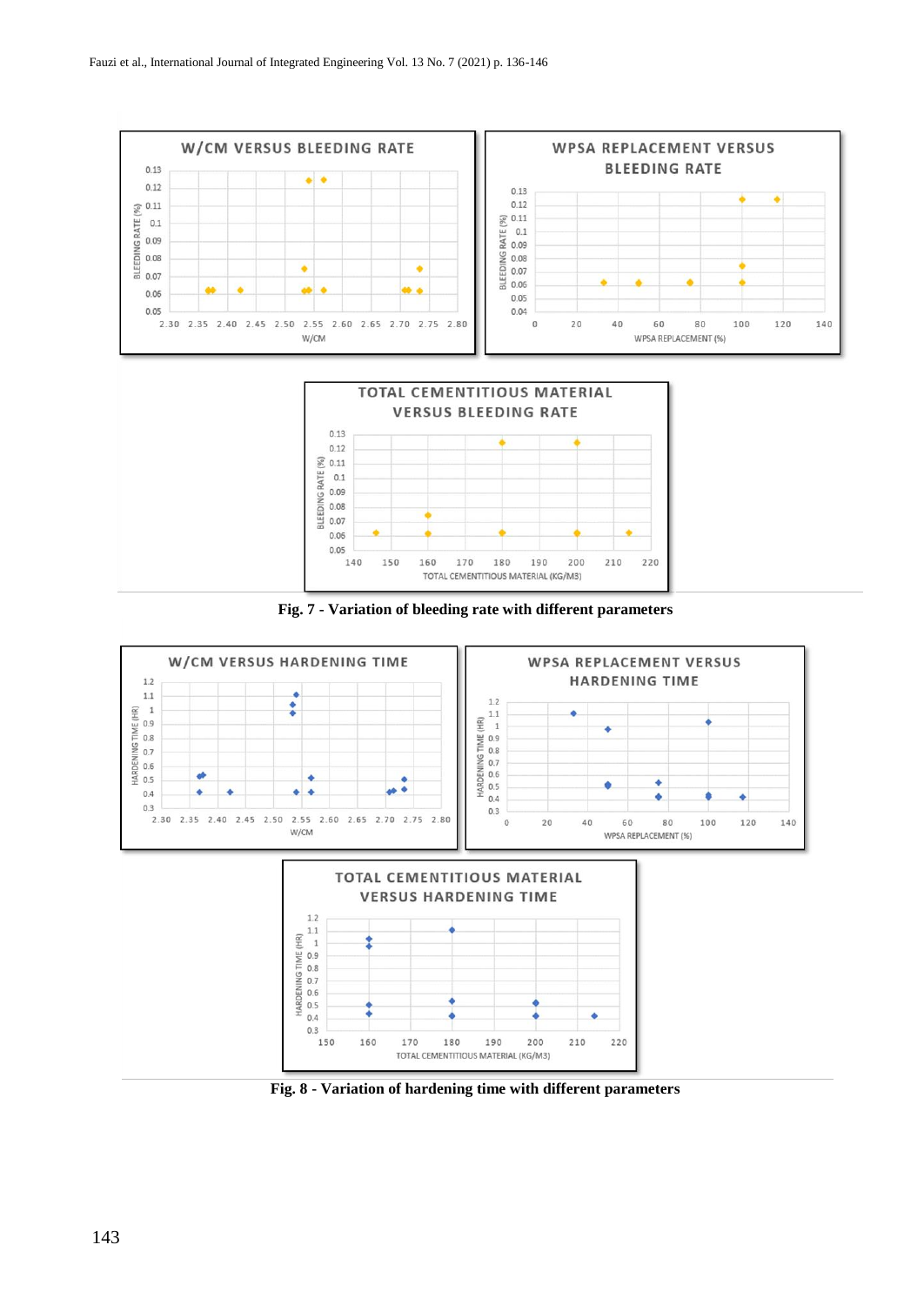Fig. 7 - Variation of bleeding rate with different parameters

Fig. 8 - Variation of hardening time with different parameters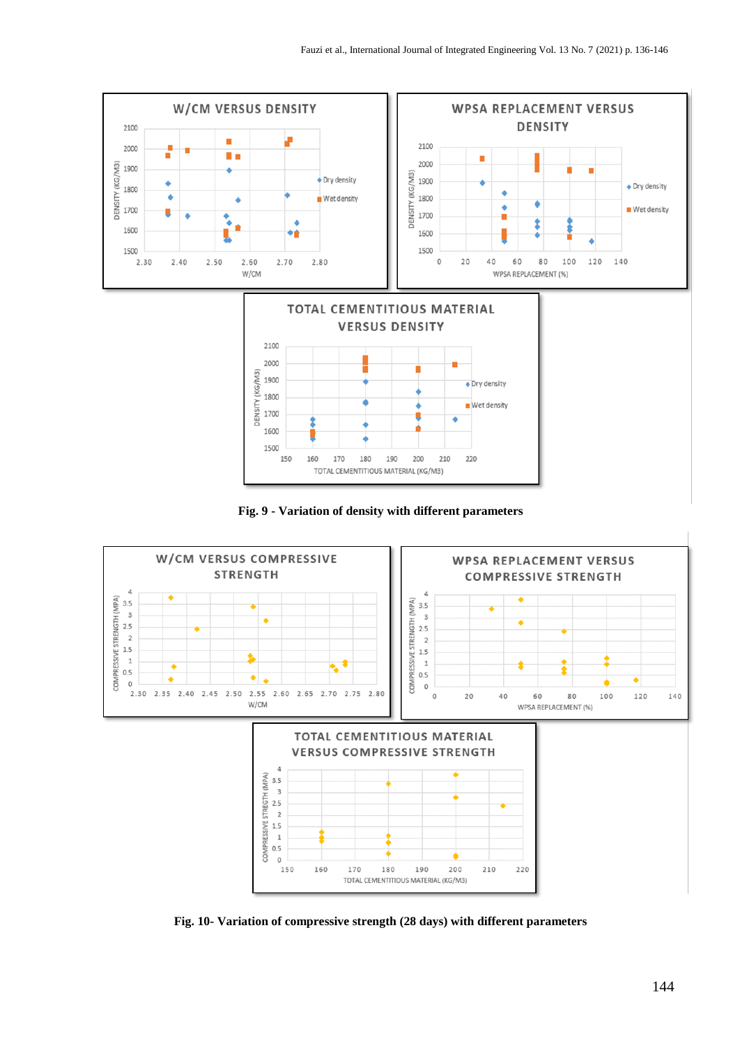Fig. 9 - Variation of density with different parameters

Fig. 10- Variation of compressive strength (28 days) with different parameters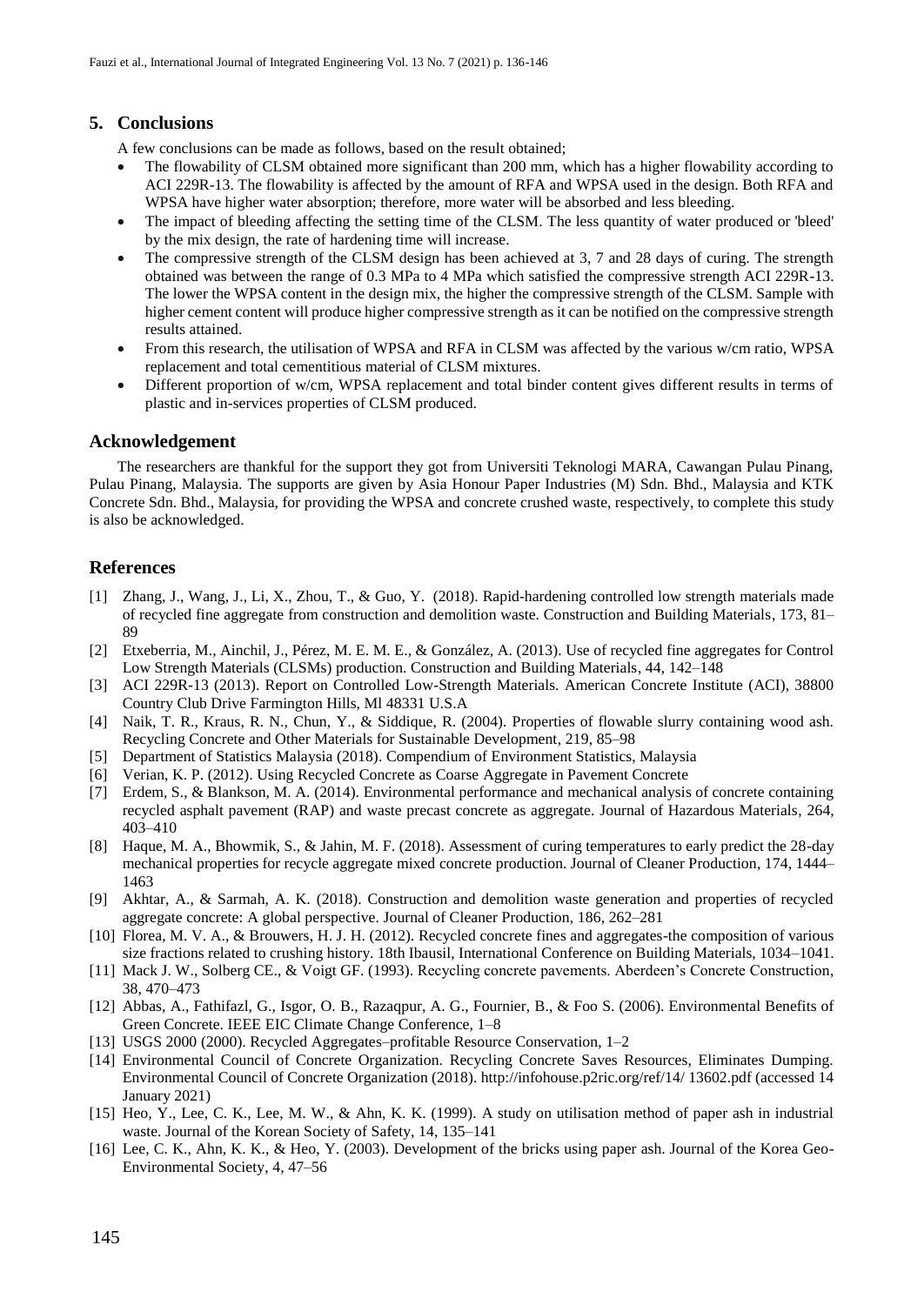## 5. Conclusions

A few conclusions can be made as follows, based on the result obtained;

- The flowability of CLSM obtained more significant than 200 mm, which has a higher flowability according to ACI 229R-13. The flowability is affected by the amount of RFA and WPSA used in the design. Both RFA and WPSA have higher water absorption; therefore, more water will be absorbed and less bleeding.
- The impact of bleeding affecting the setting time of the CLSM. The less quantity of water produced or 'bleed' by the mix design, the rate of hardening time will increase.
- The compressive strength of the CLSM design has been achieved at 3, 7 and 28 days of curing. The strength obtained was between the range of 0.3 MPa to 4 MPa which satisfied the compressive strength ACI 229R-13. The lower the WPSA content in the design mix, the higher the compressive strength of the CLSM. Sample with higher cement content will produce higher compressive strength as it can be notified on the compressive strength results attained.
- From this research, the utilisation of WPSA and RFA in CLSM was affected by the various w/cm ratio, WPSA replacement and total cementitious material of CLSM mixtures.
- Different proportion of w/cm, WPSA replacement and total binder content gives different results in terms of plastic and in-services properties of CLSM produced.

## Acknowledgement

The researchers are thankful for the support they got from Universiti Teknologi MARA, Cawangan Pulau Pinang, Pulau Pinang, Malaysia. The supports are given by Asia Honour Paper Industries (M) Sdn. Bhd., Malaysia and KTK Concrete Sdn. Bhd., Malaysia, for providing the WPSA and concrete crushed waste, respectively, to complete this study is also be acknowledged.

## References

[1] Zhang, J., Wang, J., Li, X., Zhou, T., & Guo, Y. (2018). Rapid-hardening controlled low strength materials made of recycled fine aggregate from construction and demolition waste. Construction and Building Materials, 173, 81–89

[2] Etxeberria, M., Ainchil, J., Pérez, M. E. M. E., & González, A. (2013). Use of recycled fine aggregates for Control Low Strength Materials (CLSMs) production. Construction and Building Materials, 44, 142–148

[3] ACI 229R-13 (2013). Report on Controlled Low-Strength Materials. American Concrete Institute (ACI), 38800 Country Club Drive Farmington Hills, Ml 48331 U.S.A

[4] Naik, T. R., Kraus, R. N., Chun, Y., & Siddique, R. (2004). Properties of flowable slurry containing wood ash. Recycling Concrete and Other Materials for Sustainable Development, 219, 85–98

[5] Department of Statistics Malaysia (2018). Compendium of Environment Statistics, Malaysia

[6] Verian, K. P. (2012). Using Recycled Concrete as Coarse Aggregate in Pavement Concrete

[7] Erdem, S., & Blankson, M. A. (2014). Environmental performance and mechanical analysis of concrete containing recycled asphalt pavement (RAP) and waste precast concrete as aggregate. Journal of Hazardous Materials, 264, 403–410

[8] Haque, M. A., Bhowmik, S., & Jahin, M. F. (2018). Assessment of curing temperatures to early predict the 28-day mechanical properties for recycle aggregate mixed concrete production. Journal of Cleaner Production, 174, 1444–1463

[9] Akhtar, A., & Sarmah, A. K. (2018). Construction and demolition waste generation and properties of recycled aggregate concrete: A global perspective. Journal of Cleaner Production, 186, 262–281

[10] Florea, M. V. A., & Brouwers, H. J. H. (2012). Recycled concrete fines and aggregates-the composition of various size fractions related to crushing history. 18th Ibausil, International Conference on Building Materials, 1034–1041.

[11] Mack J. W., Solberg CE., & Voigt GF. (1993). Recycling concrete pavements. Aberdeen's Concrete Construction, 38, 470–473

[12] Abbas, A., Fathifazl, G., Isgor, O. B., Razaqpur, A. G., Fournier, B., & Foo S. (2006). Environmental Benefits of Green Concrete. IEEE EIC Climate Change Conference, 1–8

[13] USGS 2000 (2000). Recycled Aggregates–profitable Resource Conservation, 1–2

[14] Environmental Council of Concrete Organization. Recycling Concrete Saves Resources, Eliminates Dumping. Environmental Council of Concrete Organization (2018). http://infohouse.p2ric.org/ref/14/ 13602.pdf (accessed 14 January 2021)

[15] Heo, Y., Lee, C. K., Lee, M. W., & Ahn, K. K. (1999). A study on utilisation method of paper ash in industrial waste. Journal of the Korean Society of Safety, 14, 135–141

[16] Lee, C. K., Ahn, K. K., & Heo, Y. (2003). Development of the bricks using paper ash. Journal of the Korea Geo-Environmental Society, 4, 47–56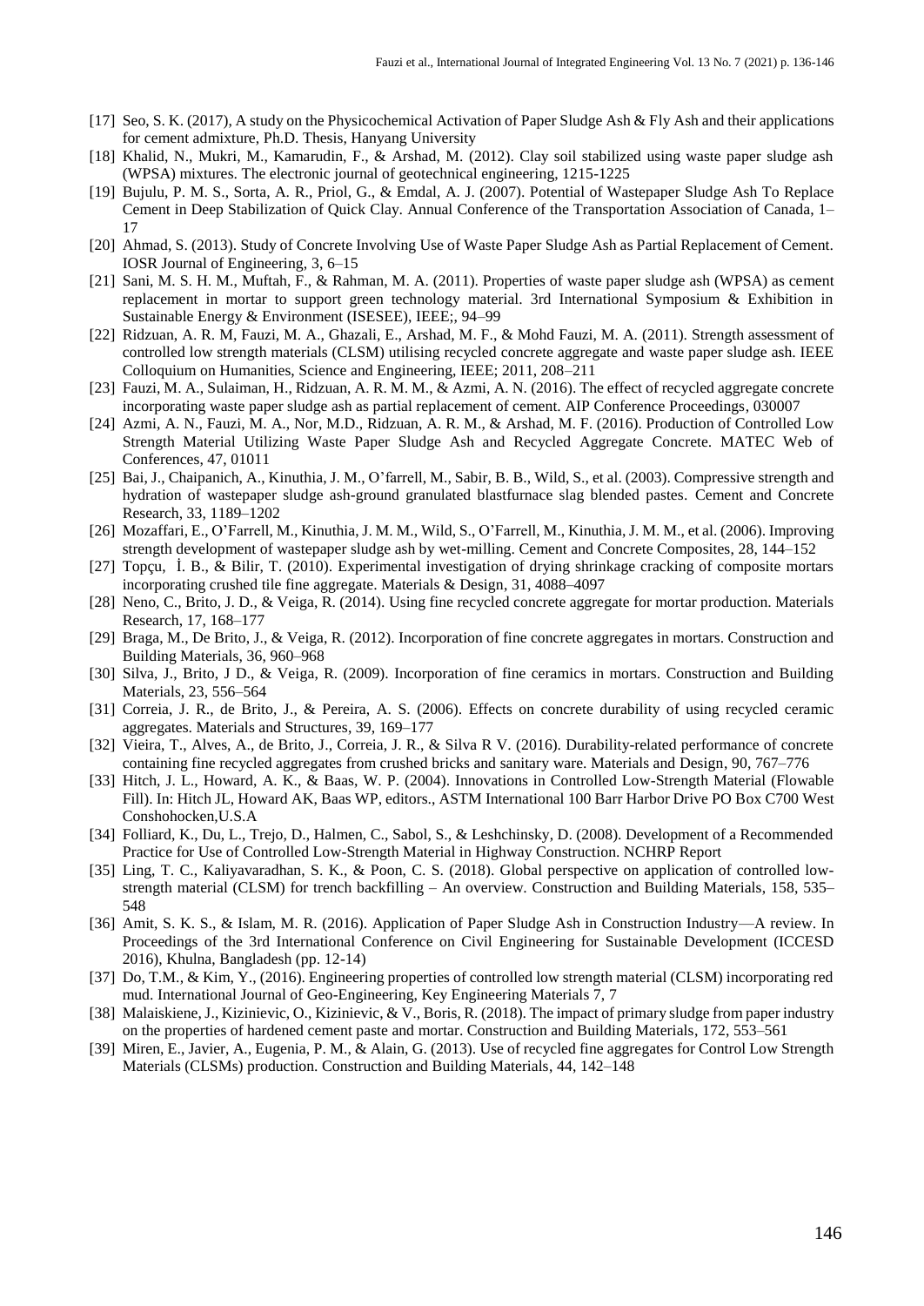[17] Seo, S. K. (2017), A study on the Physicochemical Activation of Paper Sludge Ash & Fly Ash and their applications for cement admixture, Ph.D. Thesis, Hanyang University

[18] Khalid, N., Mukri, M., Kamarudin, F., & Arshad, M. (2012). Clay soil stabilized using waste paper sludge ash (WPSA) mixtures. The electronic journal of geotechnical engineering, 1215-1225

[19] Bujulu, P. M. S., Sorta, A. R., Priol, G., & Emdal, A. J. (2007). Potential of Wastepaper Sludge Ash To Replace Cement in Deep Stabilization of Quick Clay. Annual Conference of the Transportation Association of Canada, 1–17

[20] Ahmad, S. (2013). Study of Concrete Involving Use of Waste Paper Sludge Ash as Partial Replacement of Cement. IOSR Journal of Engineering, 3, 6–15

[21] Sani, M. S. H. M., Muftah, F., & Rahman, M. A. (2011). Properties of waste paper sludge ash (WPSA) as cement replacement in mortar to support green technology material. 3rd International Symposium & Exhibition in Sustainable Energy & Environment (ISESEE), IEEE;, 94–99

[22] Ridzuan, A. R. M, Fauzi, M. A., Ghazali, E., Arshad, M. F., & Mohd Fauzi, M. A. (2011). Strength assessment of controlled low strength materials (CLSM) utilising recycled concrete aggregate and waste paper sludge ash. IEEE Colloquium on Humanities, Science and Engineering, IEEE; 2011, 208–211

[23] Fauzi, M. A., Sulaiman, H., Ridzuan, A. R. M. M., & Azmi, A. N. (2016). The effect of recycled aggregate concrete incorporating waste paper sludge ash as partial replacement of cement. AIP Conference Proceedings, 030007

[24] Azmi, A. N., Fauzi, M. A., Nor, M.D., Ridzuan, A. R. M., & Arshad, M. F. (2016). Production of Controlled Low Strength Material Utilizing Waste Paper Sludge Ash and Recycled Aggregate Concrete. MATEC Web of Conferences, 47, 01011

[25] Bai, J., Chaipanich, A., Kinuthia, J. M., O'farrell, M., Sabir, B. B., Wild, S., et al. (2003). Compressive strength and hydration of wastepaper sludge ash-ground granulated blastfurnace slag blended pastes. Cement and Concrete Research, 33, 1189–1202

[26] Mozaffari, E., O'Farrell, M., Kinuthia, J. M. M., Wild, S., O'Farrell, M., Kinuthia, J. M. M., et al. (2006). Improving strength development of wastepaper sludge ash by wet-milling. Cement and Concrete Composites, 28, 144–152

[27] Topçu, İ. B., & Bilir, T. (2010). Experimental investigation of drying shrinkage cracking of composite mortars incorporating crushed tile fine aggregate. Materials & Design, 31, 4088–4097

[28] Neno, C., Brito, J. D., & Veiga, R. (2014). Using fine recycled concrete aggregate for mortar production. Materials Research, 17, 168–177

[29] Braga, M., De Brito, J., & Veiga, R. (2012). Incorporation of fine concrete aggregates in mortars. Construction and Building Materials, 36, 960–968

[30] Silva, J., Brito, J D., & Veiga, R. (2009). Incorporation of fine ceramics in mortars. Construction and Building Materials, 23, 556–564

[31] Correia, J. R., de Brito, J., & Pereira, A. S. (2006). Effects on concrete durability of using recycled ceramic aggregates. Materials and Structures, 39, 169–177

[32] Vieira, T., Alves, A., de Brito, J., Correia, J. R., & Silva R V. (2016). Durability-related performance of concrete containing fine recycled aggregates from crushed bricks and sanitary ware. Materials and Design, 90, 767–776

[33] Hitch, J. L., Howard, A. K., & Baas, W. P. (2004). Innovations in Controlled Low-Strength Material (Flowable Fill). In: Hitch JL, Howard AK, Baas WP, editors., ASTM International 100 Barr Harbor Drive PO Box C700 West Conshohocken,U.S.A

[34] Folliard, K., Du, L., Trejo, D., Halmen, C., Sabol, S., & Leshchinsky, D. (2008). Development of a Recommended Practice for Use of Controlled Low-Strength Material in Highway Construction. NCHRP Report

[35] Ling, T. C., Kaliyavaradhan, S. K., & Poon, C. S. (2018). Global perspective on application of controlled low-strength material (CLSM) for trench backfilling – An overview. Construction and Building Materials, 158, 535–548

[36] Amit, S. K. S., & Islam, M. R. (2016). Application of Paper Sludge Ash in Construction Industry—A review. In Proceedings of the 3rd International Conference on Civil Engineering for Sustainable Development (ICCESD 2016), Khulna, Bangladesh (pp. 12-14)

[37] Do, T.M., & Kim, Y., (2016). Engineering properties of controlled low strength material (CLSM) incorporating red mud. International Journal of Geo-Engineering, Key Engineering Materials 7, 7

[38] Malaiskiene, J., Kizinievic, O., Kizinievic, & V., Boris, R. (2018). The impact of primary sludge from paper industry on the properties of hardened cement paste and mortar. Construction and Building Materials, 172, 553–561

[39] Miren, E., Javier, A., Eugenia, P. M., & Alain, G. (2013). Use of recycled fine aggregates for Control Low Strength Materials (CLSMs) production. Construction and Building Materials, 44, 142–148